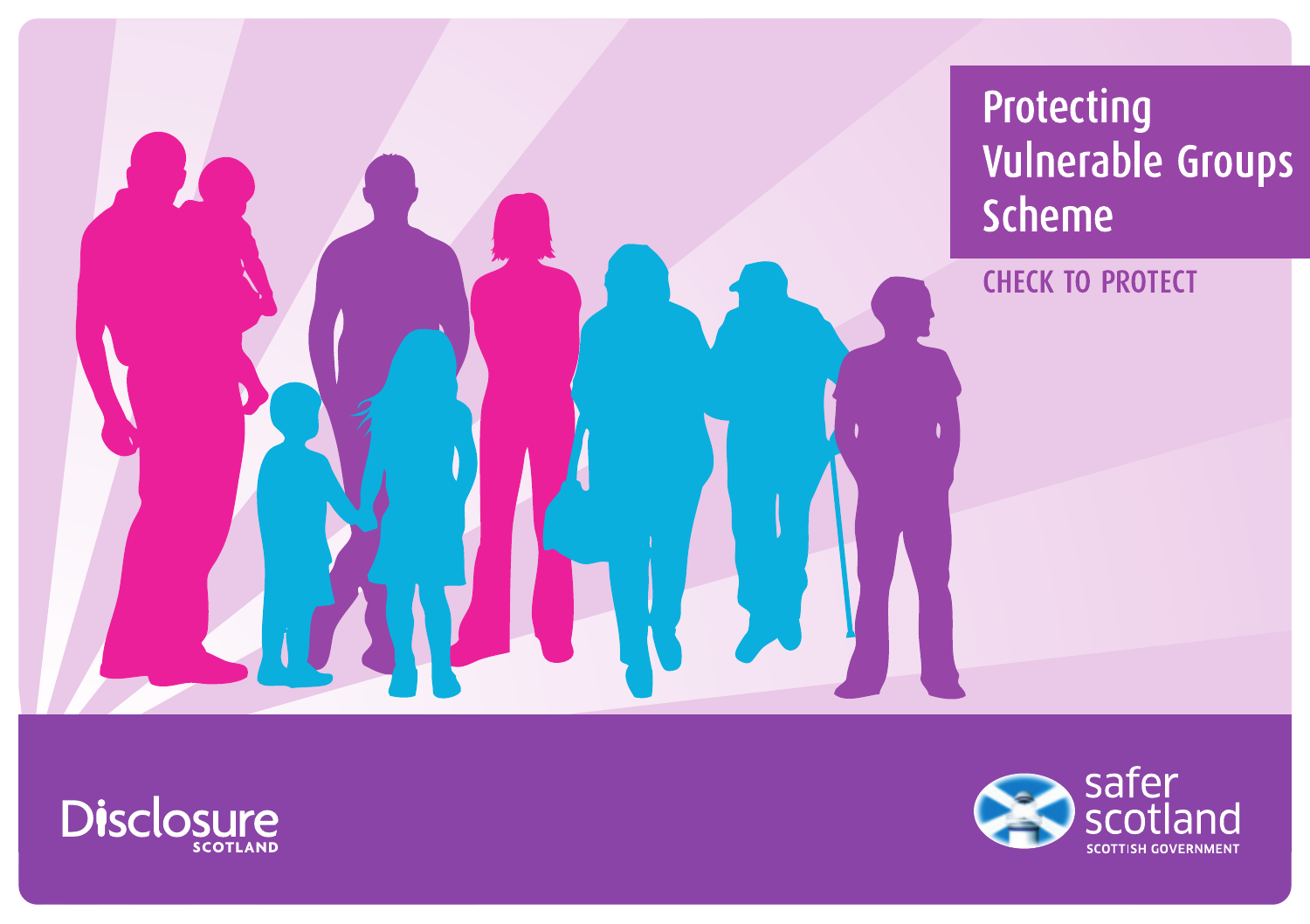# Protecting Vulnerable Groups Scheme

CHECK TO PROTECT

Disclosure SCOTLAND

safer scotland
SCOTTISH GOVERNMENT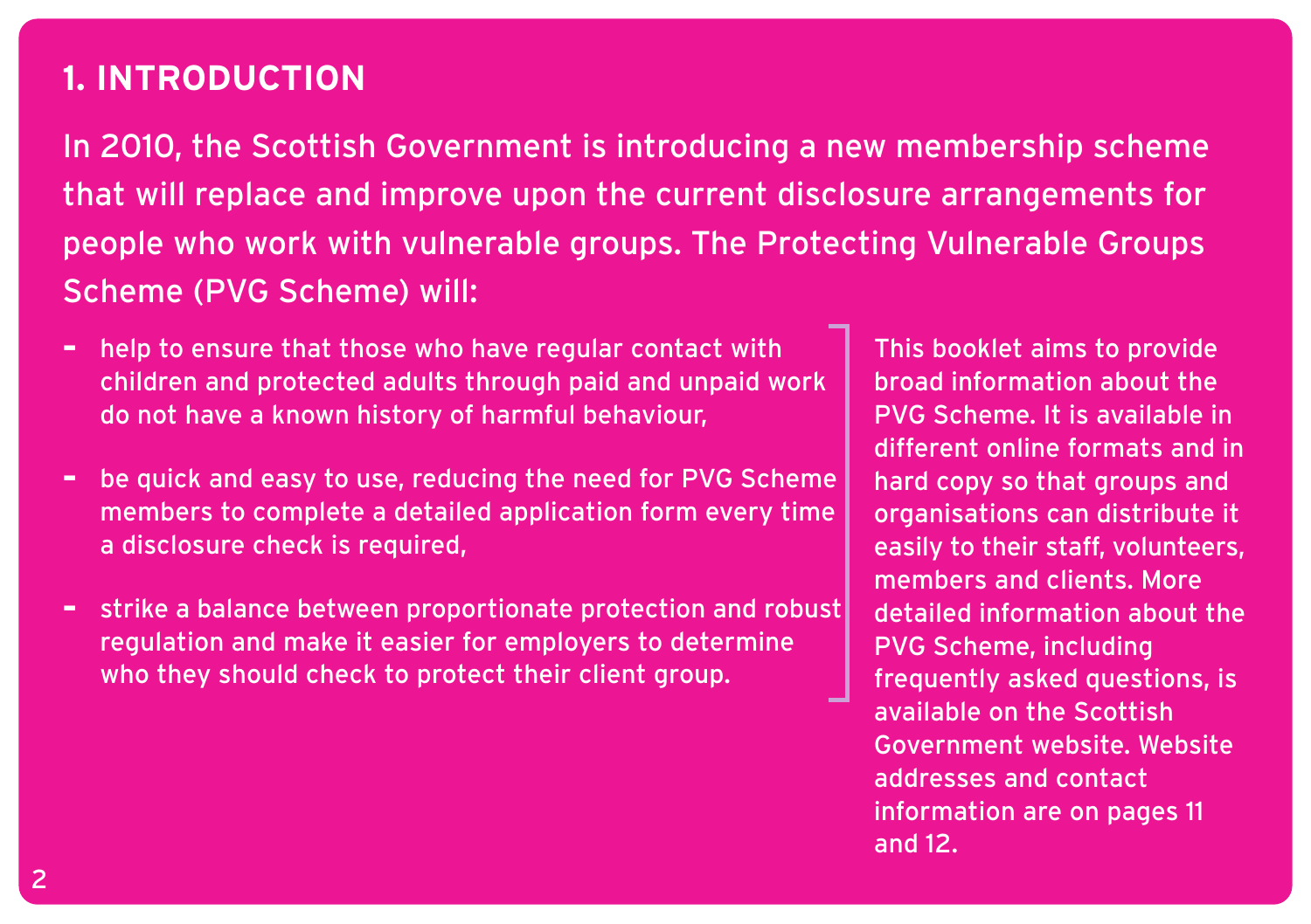# 1. INTRODUCTION

In 2010, the Scottish Government is introducing a new membership scheme that will replace and improve upon the current disclosure arrangements for people who work with vulnerable groups. The Protecting Vulnerable Groups Scheme (PVG Scheme) will:

- help to ensure that those who have regular contact with children and protected adults through paid and unpaid work do not have a known history of harmful behaviour,
- be quick and easy to use, reducing the need for PVG Scheme members to complete a detailed application form every time a disclosure check is required,
- strike a balance between proportionate protection and robust regulation and make it easier for employers to determine who they should check to protect their client group.

This booklet aims to provide broad information about the PVG Scheme. It is available in different online formats and in hard copy so that groups and organisations can distribute it easily to their staff, volunteers, members and clients. More detailed information about the PVG Scheme, including frequently asked questions, is available on the Scottish Government website. Website addresses and contact information are on pages 11 and 12.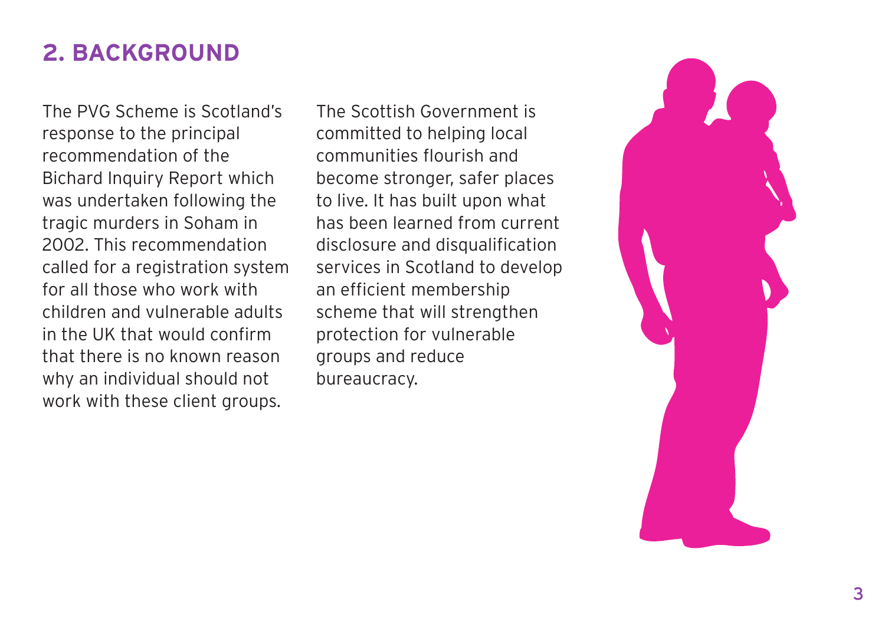## 2. BACKGROUND

The PVG Scheme is Scotland's response to the principal recommendation of the Bichard Inquiry Report which was undertaken following the tragic murders in Soham in 2002. This recommendation called for a registration system for all those who work with children and vulnerable adults in the UK that would confirm that there is no known reason why an individual should not work with these client groups.

The Scottish Government is committed to helping local communities flourish and become stronger, safer places to live. It has built upon what has been learned from current disclosure and disqualification services in Scotland to develop an efficient membership scheme that will strengthen protection for vulnerable groups and reduce bureaucracy.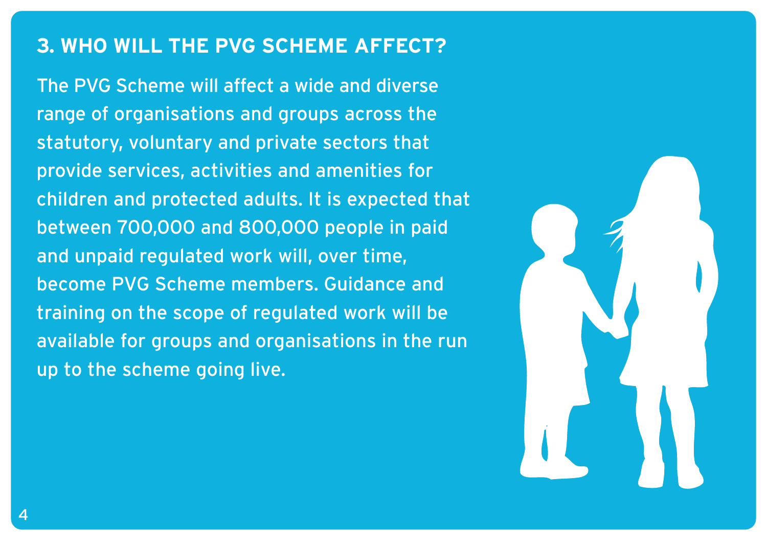## 3. WHO WILL THE PVG SCHEME AFFECT?

The PVG Scheme will affect a wide and diverse range of organisations and groups across the statutory, voluntary and private sectors that provide services, activities and amenities for children and protected adults. It is expected that between 700,000 and 800,000 people in paid and unpaid regulated work will, over time, become PVG Scheme members. Guidance and training on the scope of regulated work will be available for groups and organisations in the run up to the scheme going live.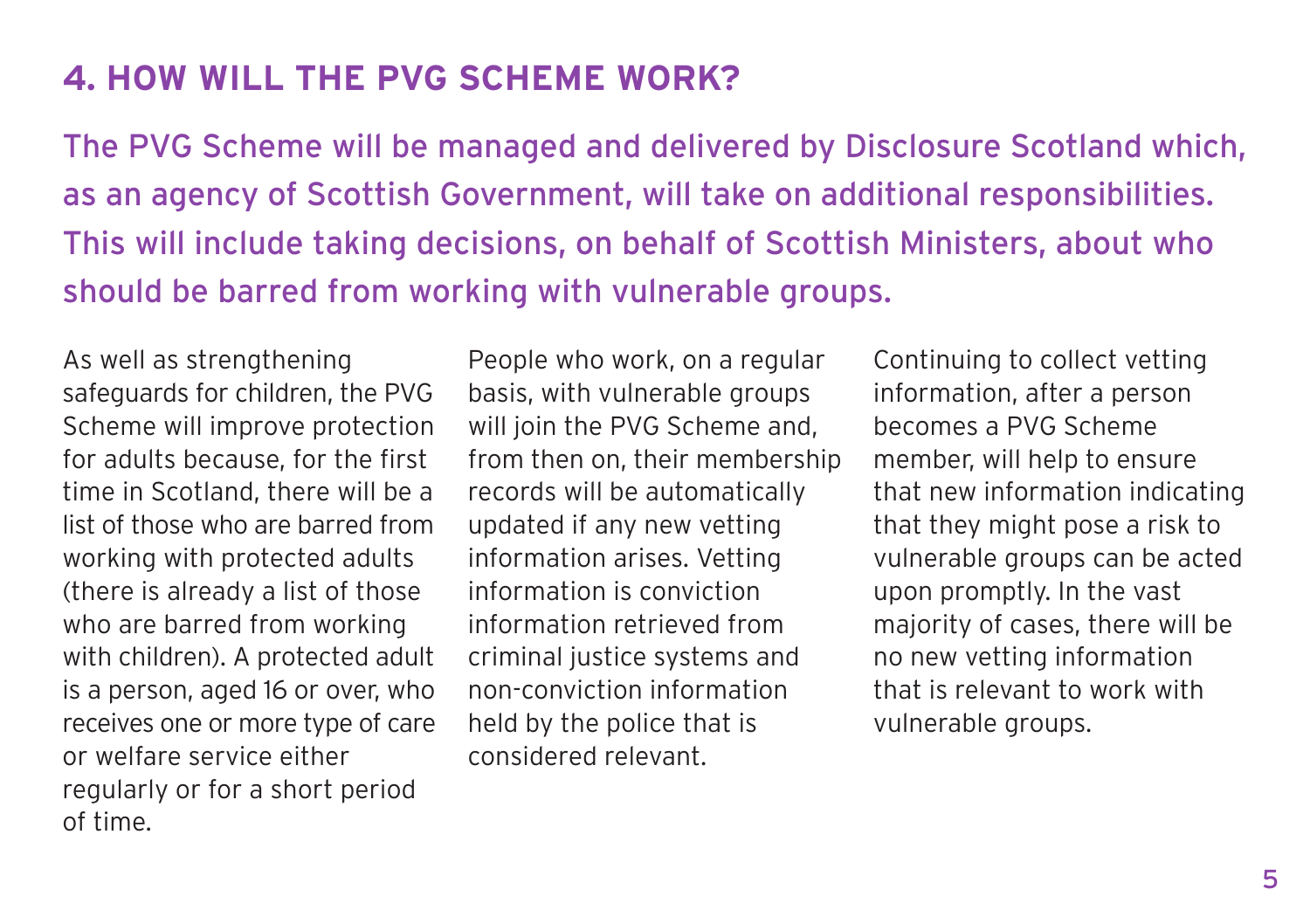## 4. HOW WILL THE PVG SCHEME WORK?

**The PVG Scheme will be managed and delivered by Disclosure Scotland which, as an agency of Scottish Government, will take on additional responsibilities. This will include taking decisions, on behalf of Scottish Ministers, about who should be barred from working with vulnerable groups.**

As well as strengthening safeguards for children, the PVG Scheme will improve protection for adults because, for the first time in Scotland, there will be a list of those who are barred from working with protected adults (there is already a list of those who are barred from working with children). A protected adult is a person, aged 16 or over, who receives one or more type of care or welfare service either regularly or for a short period of time.

People who work, on a regular basis, with vulnerable groups will join the PVG Scheme and, from then on, their membership records will be automatically updated if any new vetting information arises. Vetting information is conviction information retrieved from criminal justice systems and non-conviction information held by the police that is considered relevant.

Continuing to collect vetting information, after a person becomes a PVG Scheme member, will help to ensure that new information indicating that they might pose a risk to vulnerable groups can be acted upon promptly. In the vast majority of cases, there will be no new vetting information that is relevant to work with vulnerable groups.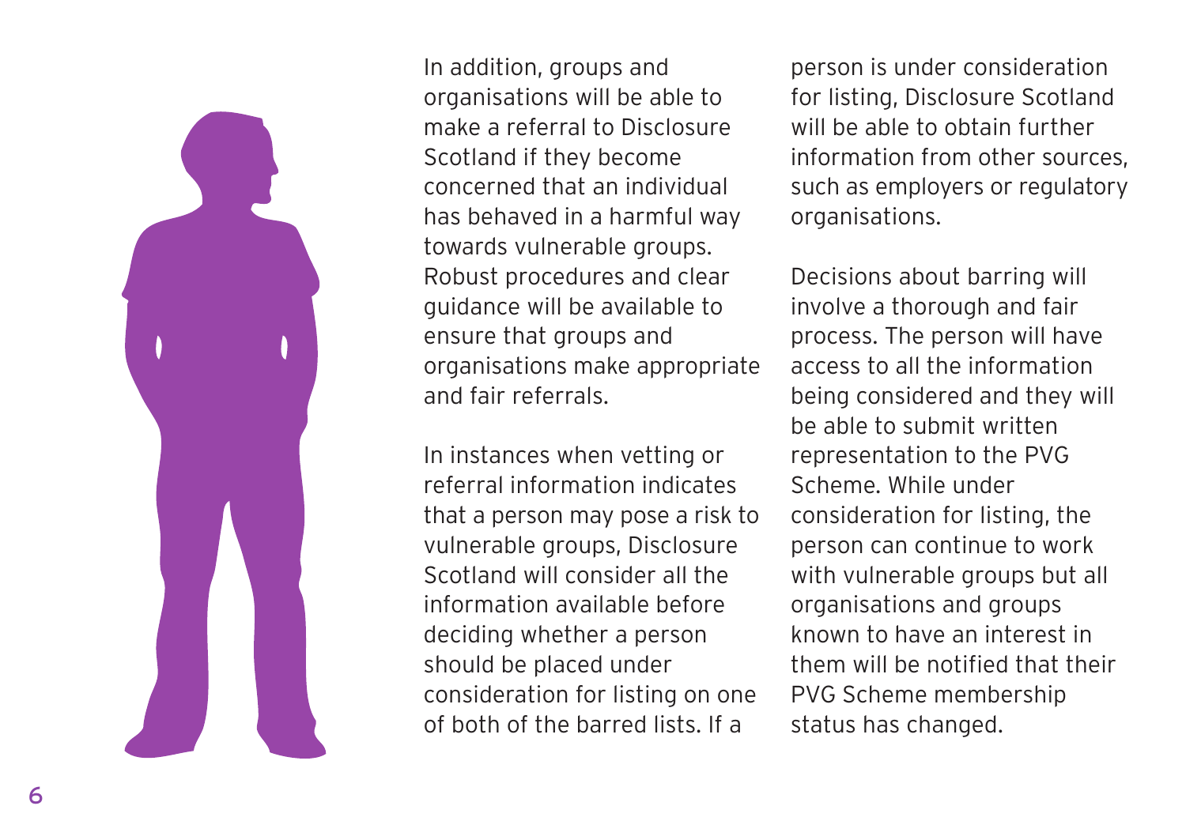In addition, groups and organisations will be able to make a referral to Disclosure Scotland if they become concerned that an individual has behaved in a harmful way towards vulnerable groups. Robust procedures and clear guidance will be available to ensure that groups and organisations make appropriate and fair referrals.

In instances when vetting or referral information indicates that a person may pose a risk to vulnerable groups, Disclosure Scotland will consider all the information available before deciding whether a person should be placed under consideration for listing on one of both of the barred lists. If a person is under consideration for listing, Disclosure Scotland will be able to obtain further information from other sources, such as employers or regulatory organisations.

Decisions about barring will involve a thorough and fair process. The person will have access to all the information being considered and they will be able to submit written representation to the PVG Scheme. While under consideration for listing, the person can continue to work with vulnerable groups but all organisations and groups known to have an interest in them will be notified that their PVG Scheme membership status has changed.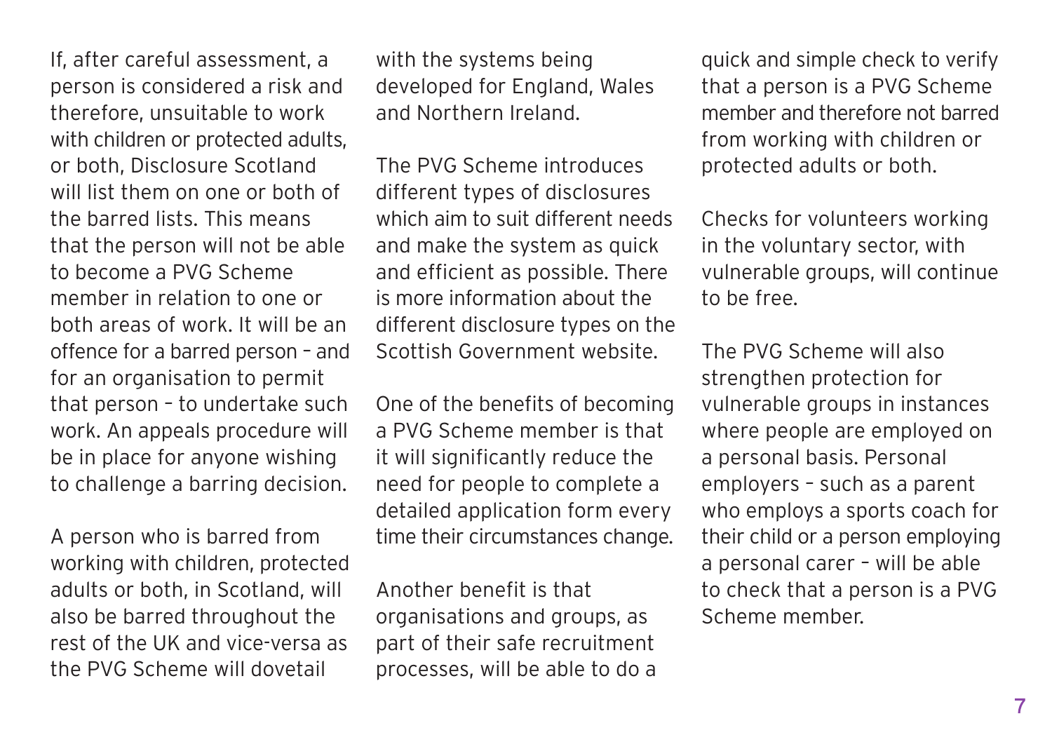If, after careful assessment, a person is considered a risk and therefore, unsuitable to work with children or protected adults, or both, Disclosure Scotland will list them on one or both of the barred lists. This means that the person will not be able to become a PVG Scheme member in relation to one or both areas of work. It will be an offence for a barred person – and for an organisation to permit that person – to undertake such work. An appeals procedure will be in place for anyone wishing to challenge a barring decision.

A person who is barred from working with children, protected adults or both, in Scotland, will also be barred throughout the rest of the UK and vice-versa as the PVG Scheme will dovetail with the systems being developed for England, Wales and Northern Ireland.

The PVG Scheme introduces different types of disclosures which aim to suit different needs and make the system as quick and efficient as possible. There is more information about the different disclosure types on the Scottish Government website.

One of the benefits of becoming a PVG Scheme member is that it will significantly reduce the need for people to complete a detailed application form every time their circumstances change.

Another benefit is that organisations and groups, as part of their safe recruitment processes, will be able to do a quick and simple check to verify that a person is a PVG Scheme member and therefore not barred from working with children or protected adults or both.

Checks for volunteers working in the voluntary sector, with vulnerable groups, will continue to be free.

The PVG Scheme will also strengthen protection for vulnerable groups in instances where people are employed on a personal basis. Personal employers – such as a parent who employs a sports coach for their child or a person employing a personal carer – will be able to check that a person is a PVG Scheme member.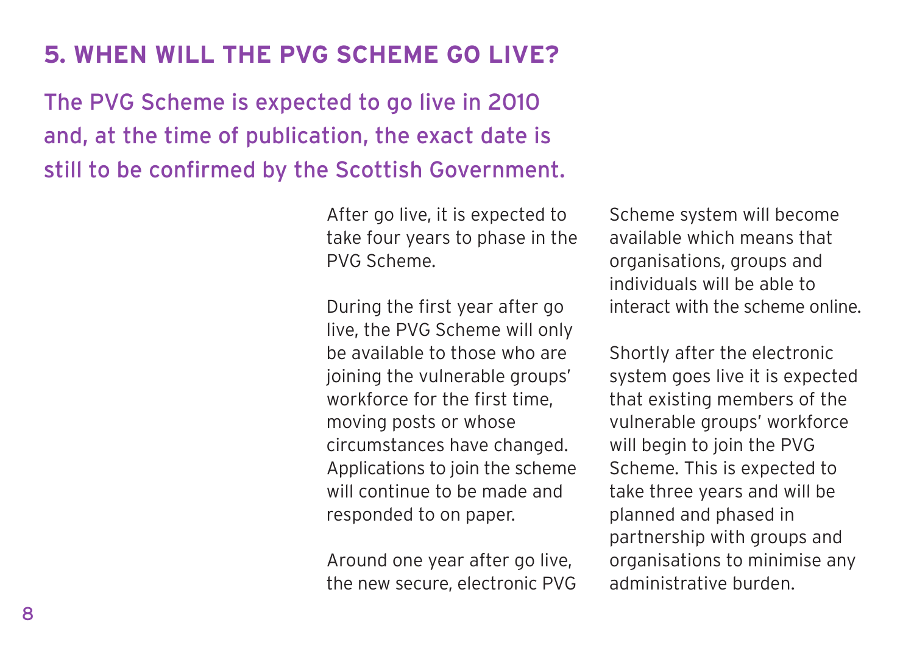## 5. WHEN WILL THE PVG SCHEME GO LIVE?

The PVG Scheme is expected to go live in 2010 and, at the time of publication, the exact date is still to be confirmed by the Scottish Government.

After go live, it is expected to take four years to phase in the PVG Scheme.

During the first year after go live, the PVG Scheme will only be available to those who are joining the vulnerable groups' workforce for the first time, moving posts or whose circumstances have changed. Applications to join the scheme will continue to be made and responded to on paper.

Around one year after go live, the new secure, electronic PVG Scheme system will become available which means that organisations, groups and individuals will be able to interact with the scheme online.

Shortly after the electronic system goes live it is expected that existing members of the vulnerable groups' workforce will begin to join the PVG Scheme. This is expected to take three years and will be planned and phased in partnership with groups and organisations to minimise any administrative burden.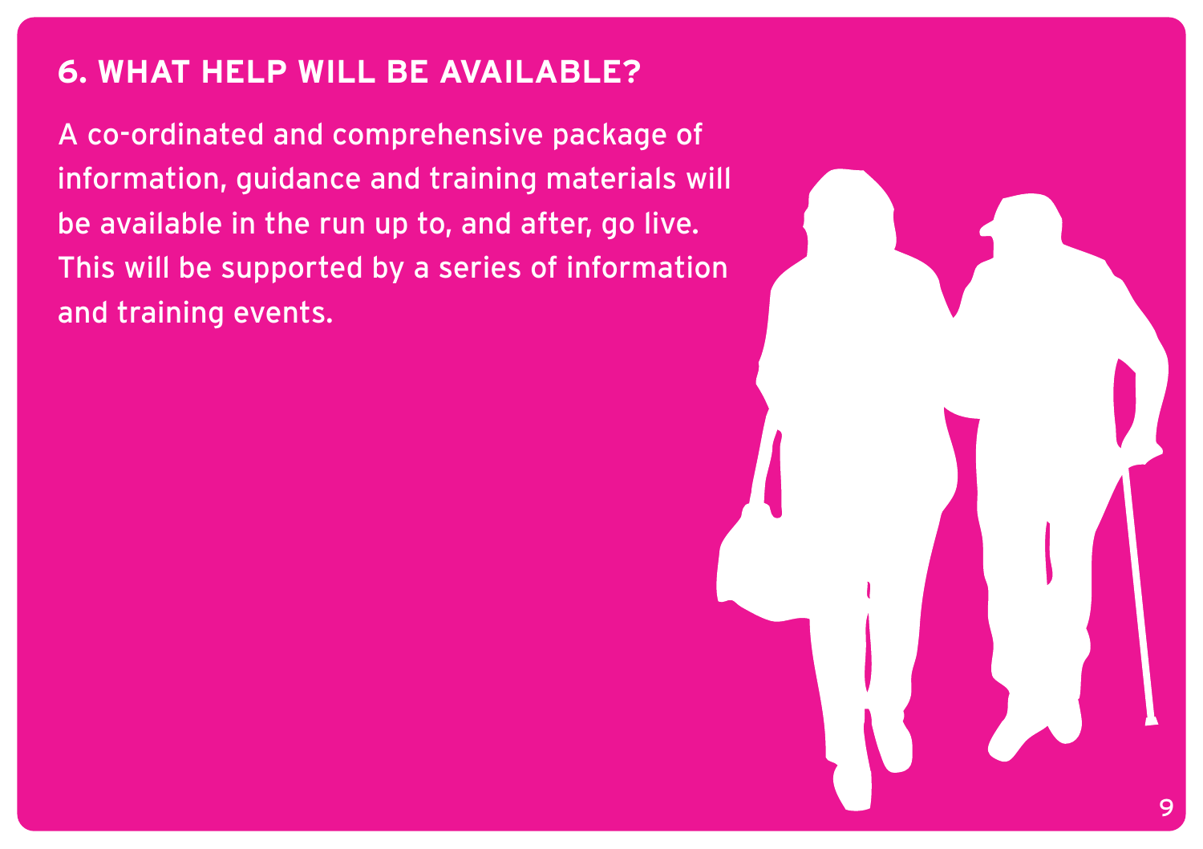## 6. WHAT HELP WILL BE AVAILABLE?

A co-ordinated and comprehensive package of information, guidance and training materials will be available in the run up to, and after, go live. This will be supported by a series of information and training events.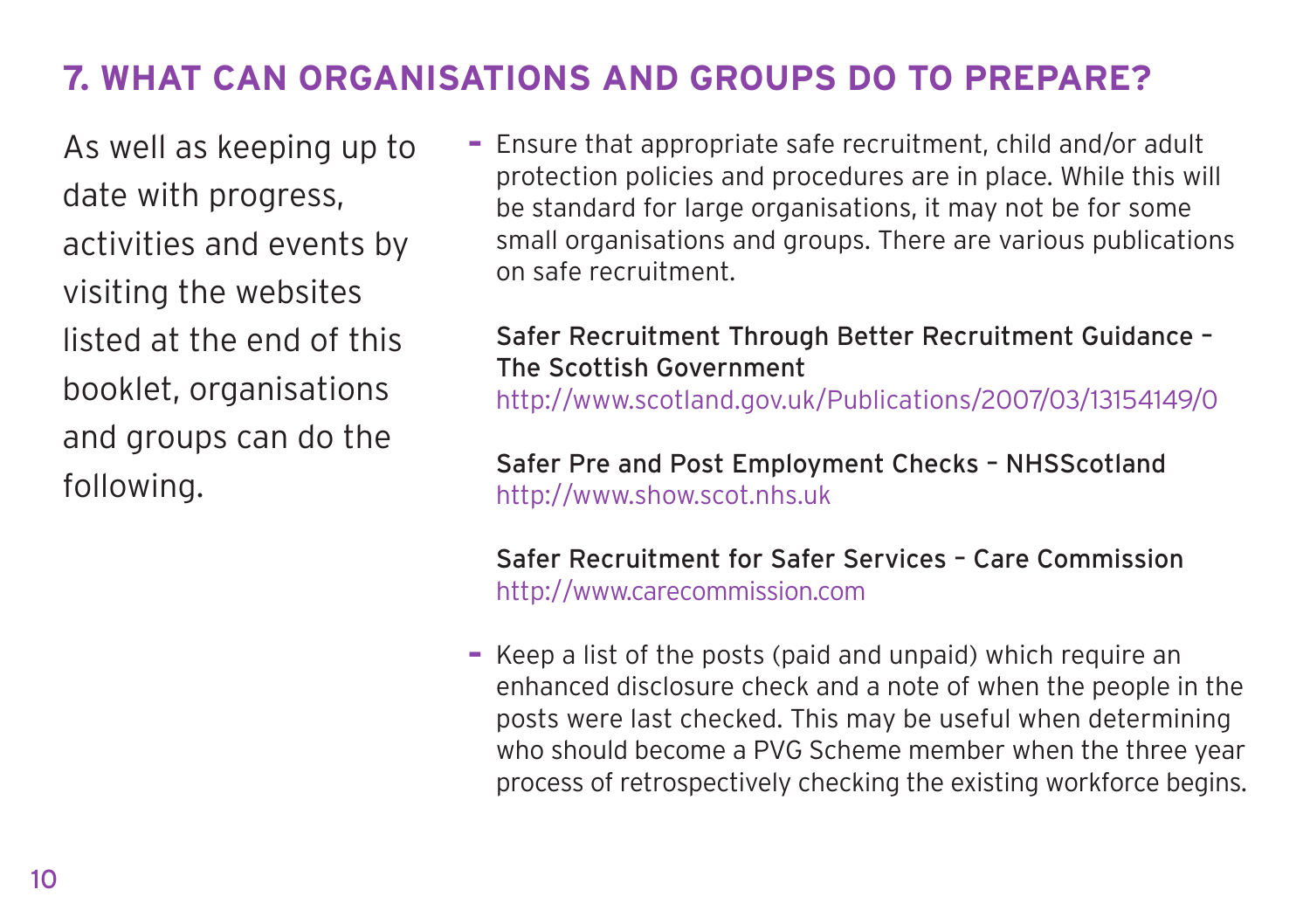## 7. WHAT CAN ORGANISATIONS AND GROUPS DO TO PREPARE?

As well as keeping up to date with progress, activities and events by visiting the websites listed at the end of this booklet, organisations and groups can do the following.

- Ensure that appropriate safe recruitment, child and/or adult protection policies and procedures are in place. While this will be standard for large organisations, it may not be for some small organisations and groups. There are various publications on safe recruitment.

  Safer Recruitment Through Better Recruitment Guidance – The Scottish Government
  http://www.scotland.gov.uk/Publications/2007/03/13154149/0

  Safer Pre and Post Employment Checks – NHSScotland
  http://www.show.scot.nhs.uk

  Safer Recruitment for Safer Services – Care Commission
  http://www.carecommission.com

- Keep a list of the posts (paid and unpaid) which require an enhanced disclosure check and a note of when the people in the posts were last checked. This may be useful when determining who should become a PVG Scheme member when the three year process of retrospectively checking the existing workforce begins.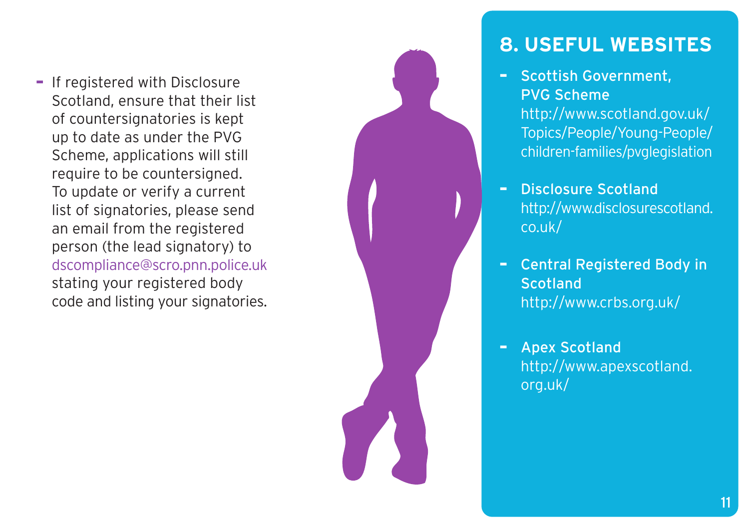- If registered with Disclosure Scotland, ensure that their list of countersignatories is kept up to date as under the PVG Scheme, applications will still require to be countersigned. To update or verify a current list of signatories, please send an email from the registered person (the lead signatory) to dscompliance@scro.pnn.police.uk stating your registered body code and listing your signatories.

## 8. USEFUL WEBSITES

- **Scottish Government, PVG Scheme**
  http://www.scotland.gov.uk/Topics/People/Young-People/children-families/pvglegislation

- **Disclosure Scotland**
  http://www.disclosurescotland.co.uk/

- **Central Registered Body in Scotland**
  http://www.crbs.org.uk/

- **Apex Scotland**
  http://www.apexscotland.org.uk/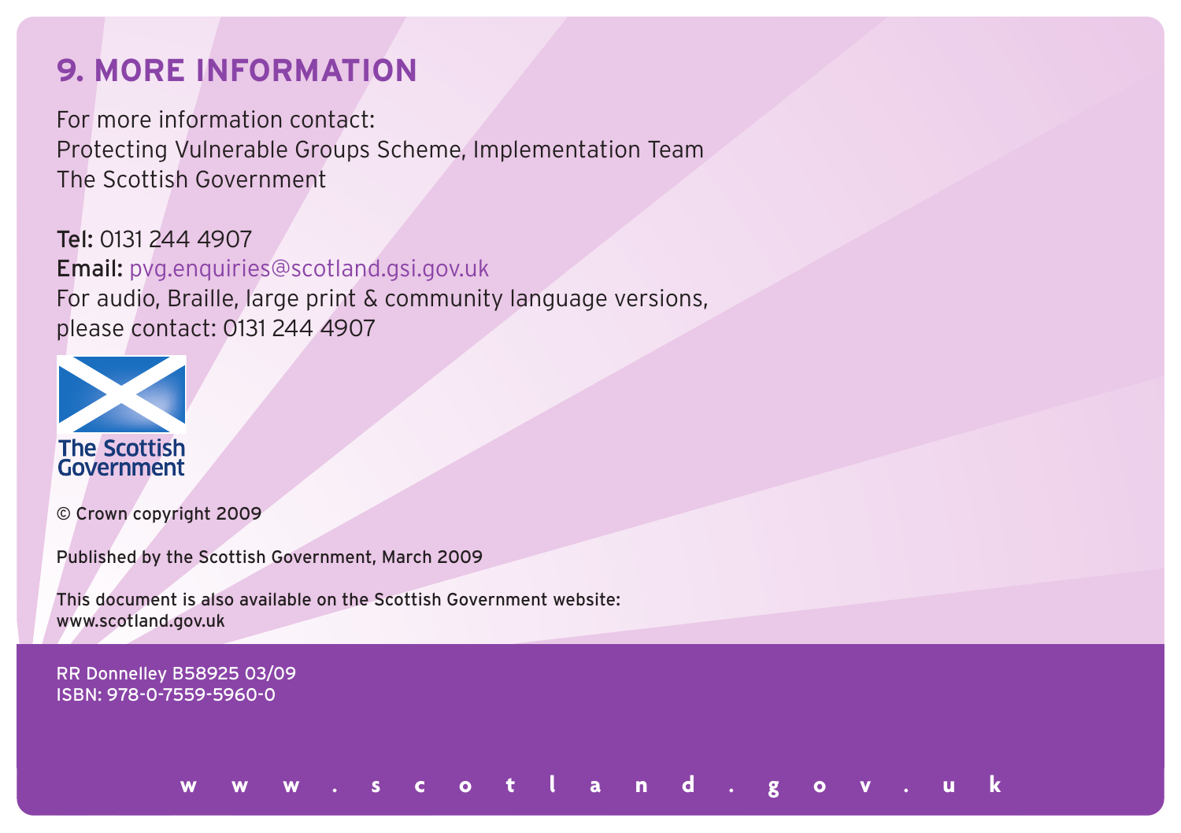## 9. MORE INFORMATION

For more information contact:
Protecting Vulnerable Groups Scheme, Implementation Team
The Scottish Government

**Tel:** 0131 244 4907
**Email:** pvg.enquiries@scotland.gsi.gov.uk
For audio, Braille, large print & community language versions, please contact: 0131 244 4907

The Scottish Government

© Crown copyright 2009

Published by the Scottish Government, March 2009

This document is also available on the Scottish Government website:
www.scotland.gov.uk

RR Donnelley B58925 03/09
ISBN: 978-0-7559-5960-0

w w w . s c o t l a n d . g o v . u k